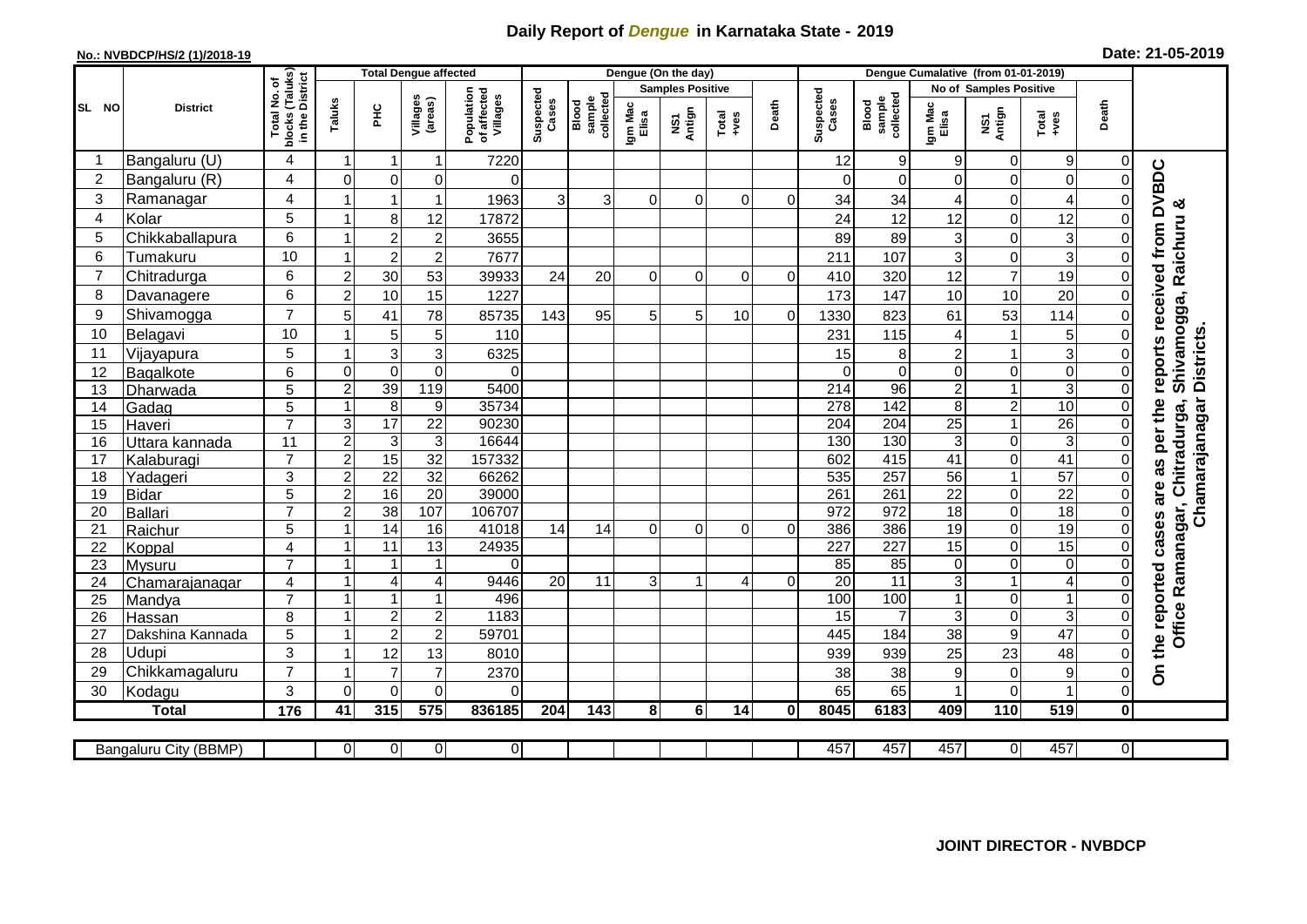# Daily Report of *Dengue* in Karnataka State - 2019

**No.: NVBDCP/HS/2 (1)/2018-19**

**Date: 21-05-2019**

| SL NO | District | Total No. of blocks (Taluks) in the District | Total Dengue affected | | | | Dengue (On the day) | | | | | | | Dengue Cumalative (from 01-01-2019) | | | | | | | |
|---|---|---|---|---|---|---|---|---|---|---|---|---|---|---|---|---|---|---|---|---|
| | | | Taluks | PHC | Villages (areas) | Population of affected Villages | Suspected Cases | Blood sample collected | Samples Positive | | | Death | Suspected Cases | Blood sample collected | No of Samples Positive | | | Death | |
| | | | | | | | | | Igm Mac Elisa | NS1 Antign | Total +ves | | | | Igm Mac Elisa | NS1 Antign | Total +ves | | |
| 1 | Bangaluru (U) | 4 | 1 | 1 | 1 | 7220 | | | | | | | 12 | 9 | 9 | 0 | 9 | 0 | On the reported cases are as per the reports received from DVBDC Office Ramanagar, Chitradurga, Shivamogga, Raichuru & Chamarajanagar Districts. |
| 2 | Bangaluru (R) | 4 | 0 | 0 | 0 | 0 | | | | | | | 0 | 0 | 0 | 0 | 0 | 0 | |
| 3 | Ramanagar | 4 | 1 | 1 | 1 | 1963 | 3 | 3 | 0 | 0 | 0 | 0 | 34 | 34 | 4 | 0 | 4 | 0 | |
| 4 | Kolar | 5 | 1 | 8 | 12 | 17872 | | | | | | | 24 | 12 | 12 | 0 | 12 | 0 | |
| 5 | Chikkaballapura | 6 | 1 | 2 | 2 | 3655 | | | | | | | 89 | 89 | 3 | 0 | 3 | 0 | |
| 6 | Tumakuru | 10 | 1 | 2 | 2 | 7677 | | | | | | | 211 | 107 | 3 | 0 | 3 | 0 | |
| 7 | Chitradurga | 6 | 2 | 30 | 53 | 39933 | 24 | 20 | 0 | 0 | 0 | 0 | 410 | 320 | 12 | 7 | 19 | 0 | |
| 8 | Davanagere | 6 | 2 | 10 | 15 | 1227 | | | | | | | 173 | 147 | 10 | 10 | 20 | 0 | |
| 9 | Shivamogga | 7 | 5 | 41 | 78 | 85735 | 143 | 95 | 5 | 5 | 10 | 0 | 1330 | 823 | 61 | 53 | 114 | 0 | |
| 10 | Belagavi | 10 | 1 | 5 | 5 | 110 | | | | | | | 231 | 115 | 4 | 1 | 5 | 0 | |
| 11 | Vijayapura | 5 | 1 | 3 | 3 | 6325 | | | | | | | 15 | 8 | 2 | 1 | 3 | 0 | |
| 12 | Bagalkote | 6 | 0 | 0 | 0 | 0 | | | | | | | 0 | 0 | 0 | 0 | 0 | 0 | |
| 13 | Dharwada | 5 | 2 | 39 | 119 | 5400 | | | | | | | 214 | 96 | 2 | 1 | 3 | 0 | |
| 14 | Gadag | 5 | 1 | 8 | 9 | 35734 | | | | | | | 278 | 142 | 8 | 2 | 10 | 0 | |
| 15 | Haveri | 7 | 3 | 17 | 22 | 90230 | | | | | | | 204 | 204 | 25 | 1 | 26 | 0 | |
| 16 | Uttara kannada | 11 | 2 | 3 | 3 | 16644 | | | | | | | 130 | 130 | 3 | 0 | 3 | 0 | |
| 17 | Kalaburagi | 7 | 2 | 15 | 32 | 157332 | | | | | | | 602 | 415 | 41 | 0 | 41 | 0 | |
| 18 | Yadageri | 3 | 2 | 22 | 32 | 66262 | | | | | | | 535 | 257 | 56 | 1 | 57 | 0 | |
| 19 | Bidar | 5 | 2 | 16 | 20 | 39000 | | | | | | | 261 | 261 | 22 | 0 | 22 | 0 | |
| 20 | Ballari | 7 | 2 | 38 | 107 | 106707 | | | | | | | 972 | 972 | 18 | 0 | 18 | 0 | |
| 21 | Raichur | 5 | 1 | 14 | 16 | 41018 | 14 | 14 | 0 | 0 | 0 | 0 | 386 | 386 | 19 | 0 | 19 | 0 | |
| 22 | Koppal | 4 | 1 | 11 | 13 | 24935 | | | | | | | 227 | 227 | 15 | 0 | 15 | 0 | |
| 23 | Mysuru | 7 | 1 | 1 | 1 | 0 | | | | | | | 85 | 85 | 0 | 0 | 0 | 0 | |
| 24 | Chamarajanagar | 4 | 1 | 4 | 4 | 9446 | 20 | 11 | 3 | 1 | 4 | 0 | 20 | 11 | 3 | 1 | 4 | 0 | |
| 25 | Mandya | 7 | 1 | 1 | 1 | 496 | | | | | | | 100 | 100 | 1 | 0 | 1 | 0 | |
| 26 | Hassan | 8 | 1 | 2 | 2 | 1183 | | | | | | | 15 | 7 | 3 | 0 | 3 | 0 | |
| 27 | Dakshina Kannada | 5 | 1 | 2 | 2 | 59701 | | | | | | | 445 | 184 | 38 | 9 | 47 | 0 | |
| 28 | Udupi | 3 | 1 | 12 | 13 | 8010 | | | | | | | 939 | 939 | 25 | 23 | 48 | 0 | |
| 29 | Chikkamagaluru | 7 | 1 | 7 | 7 | 2370 | | | | | | | 38 | 38 | 9 | 0 | 9 | 0 | |
| 30 | Kodagu | 3 | 0 | 0 | 0 | 0 | | | | | | | 65 | 65 | 1 | 0 | 1 | 0 | |
| **Total** | | **176** | **41** | **315** | **575** | **836185** | **204** | **143** | **8** | **6** | **14** | **0** | **8045** | **6183** | **409** | **110** | **519** | **0** | |

| Bangaluru City (BBMP) | | 0 | 0 | 0 | 0 | | | | | | | 457 | 457 | 457 | 0 | 457 | 0 | |
|---|---|---|---|---|---|---|---|---|---|---|---|---|---|---|---|---|---|---|

**JOINT DIRECTOR - NVBDCP**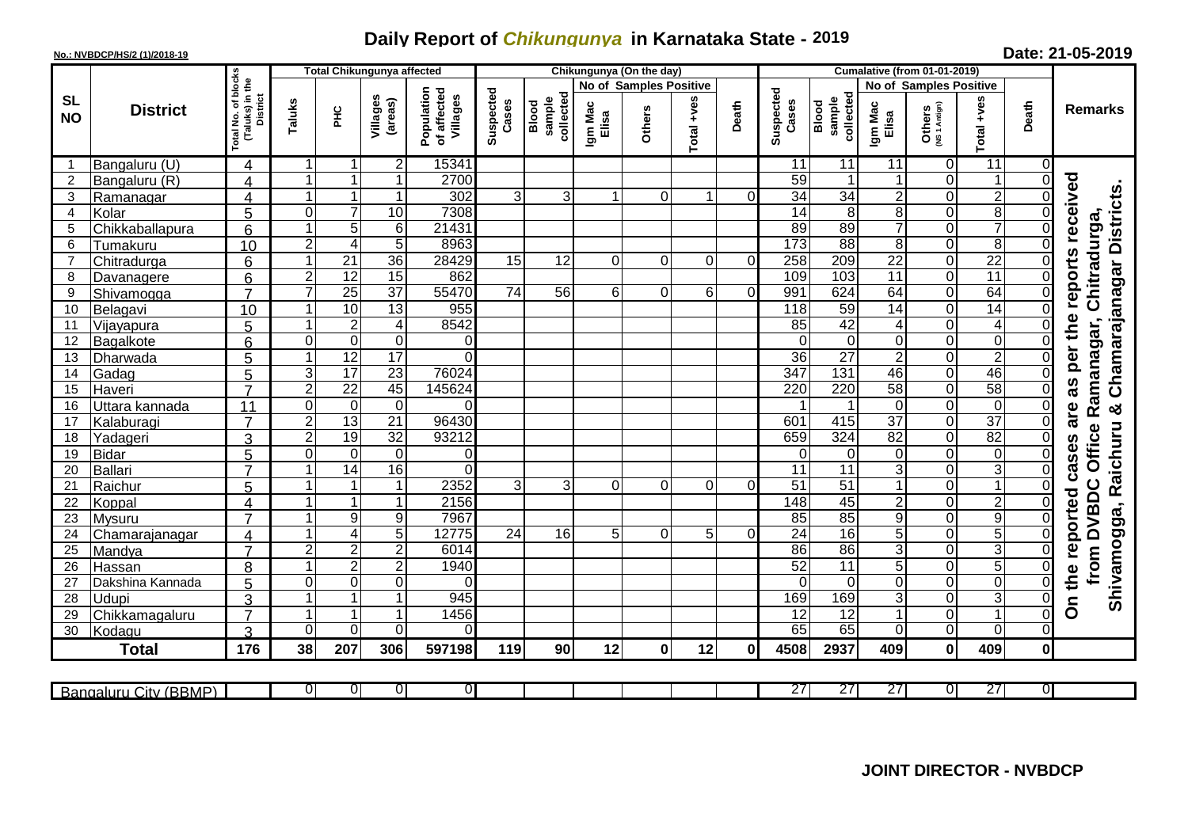# Daily Report of *Chikungunya* in Karnataka State - 2019

**No.: NVBDCP/HS/2 (1)/2018-19**

**Date: 21-05-2019**

| SL NO | District | Total No. of blocks (Taluks) in the District | Total Chikungunya affected | | | | Chikungunya (On the day) | | | | | | Cumalative (from 01-01-2019) | | | | | | Remarks |
|---|---|---|---|---|---|---|---|---|---|---|---|---|---|---|---|---|---|---|---|
| | | | | | | | | | No of Samples Positive | | | | | | No of Samples Positive | | | | |
| | | | Taluks | PHC | Villages (areas) | Population of affected Villages | Suspected Cases | Blood sample collected | Igm Mac Elisa | Others | Total +ves | Death | Suspected Cases | Blood sample collected | Igm Mac Elisa | Others (NS 1 Antign) | Total +ves | Death | |
| 1 | Bangaluru (U) | 4 | 1 | 1 | 2 | 15341 | | | | | | | 11 | 11 | 11 | 0 | 11 | 0 | On the reported cases are as per the reports received from DVBDC Office Ramanagar, Chitradurga, Shivamogga, Raichuru & Chamarajanagar Districts. |
| 2 | Bangaluru (R) | 4 | 1 | 1 | 1 | 2700 | | | | | | | 59 | 1 | 1 | 0 | 1 | 0 | |
| 3 | Ramanagar | 4 | 1 | 1 | 1 | 302 | 3 | 3 | 1 | 0 | 1 | 0 | 34 | 34 | 2 | 0 | 2 | 0 | |
| 4 | Kolar | 5 | 0 | 7 | 10 | 7308 | | | | | | | 14 | 8 | 8 | 0 | 8 | 0 | |
| 5 | Chikkaballapura | 6 | 1 | 5 | 6 | 21431 | | | | | | | 89 | 89 | 7 | 0 | 7 | 0 | |
| 6 | Tumakuru | 10 | 2 | 4 | 5 | 8963 | | | | | | | 173 | 88 | 8 | 0 | 8 | 0 | |
| 7 | Chitradurga | 6 | 1 | 21 | 36 | 28429 | 15 | 12 | 0 | 0 | 0 | 0 | 258 | 209 | 22 | 0 | 22 | 0 | |
| 8 | Davanagere | 6 | 2 | 12 | 15 | 862 | | | | | | | 109 | 103 | 11 | 0 | 11 | 0 | |
| 9 | Shivamogga | 7 | 7 | 25 | 37 | 55470 | 74 | 56 | 6 | 0 | 6 | 0 | 991 | 624 | 64 | 0 | 64 | 0 | |
| 10 | Belagavi | 10 | 1 | 10 | 13 | 955 | | | | | | | 118 | 59 | 14 | 0 | 14 | 0 | |
| 11 | Vijayapura | 5 | 1 | 2 | 4 | 8542 | | | | | | | 85 | 42 | 4 | 0 | 4 | 0 | |
| 12 | Bagalkote | 6 | 0 | 0 | 0 | 0 | | | | | | | 0 | 0 | 0 | 0 | 0 | 0 | |
| 13 | Dharwada | 5 | 1 | 12 | 17 | 0 | | | | | | | 36 | 27 | 2 | 0 | 2 | 0 | |
| 14 | Gadag | 5 | 3 | 17 | 23 | 76024 | | | | | | | 347 | 131 | 46 | 0 | 46 | 0 | |
| 15 | Haveri | 7 | 2 | 22 | 45 | 145624 | | | | | | | 220 | 220 | 58 | 0 | 58 | 0 | |
| 16 | Uttara kannada | 11 | 0 | 0 | 0 | 0 | | | | | | | 1 | 1 | 0 | 0 | 0 | 0 | |
| 17 | Kalaburagi | 7 | 2 | 13 | 21 | 96430 | | | | | | | 601 | 415 | 37 | 0 | 37 | 0 | |
| 18 | Yadageri | 3 | 2 | 19 | 32 | 93212 | | | | | | | 659 | 324 | 82 | 0 | 82 | 0 | |
| 19 | Bidar | 5 | 0 | 0 | 0 | 0 | | | | | | | 0 | 0 | 0 | 0 | 0 | 0 | |
| 20 | Ballari | 7 | 1 | 14 | 16 | 0 | | | | | | | 11 | 11 | 3 | 0 | 3 | 0 | |
| 21 | Raichur | 5 | 1 | 1 | 1 | 2352 | 3 | 3 | 0 | 0 | 0 | 0 | 51 | 51 | 1 | 0 | 1 | 0 | |
| 22 | Koppal | 4 | 1 | 1 | 1 | 2156 | | | | | | | 148 | 45 | 2 | 0 | 2 | 0 | |
| 23 | Mysuru | 7 | 1 | 9 | 9 | 7967 | | | | | | | 85 | 85 | 9 | 0 | 9 | 0 | |
| 24 | Chamarajanagar | 4 | 1 | 4 | 5 | 12775 | 24 | 16 | 5 | 0 | 5 | 0 | 24 | 16 | 5 | 0 | 5 | 0 | |
| 25 | Mandya | 7 | 2 | 2 | 2 | 6014 | | | | | | | 86 | 86 | 3 | 0 | 3 | 0 | |
| 26 | Hassan | 8 | 1 | 2 | 2 | 1940 | | | | | | | 52 | 11 | 5 | 0 | 5 | 0 | |
| 27 | Dakshina Kannada | 5 | 0 | 0 | 0 | 0 | | | | | | | 0 | 0 | 0 | 0 | 0 | 0 | |
| 28 | Udupi | 3 | 1 | 1 | 1 | 945 | | | | | | | 169 | 169 | 3 | 0 | 3 | 0 | |
| 29 | Chikkamagaluru | 7 | 1 | 1 | 1 | 1456 | | | | | | | 12 | 12 | 1 | 0 | 1 | 0 | |
| 30 | Kodagu | 3 | 0 | 0 | 0 | 0 | | | | | | | 65 | 65 | 0 | 0 | 0 | 0 | |
| **Total** | | **176** | **38** | **207** | **306** | **597198** | **119** | **90** | **12** | **0** | **12** | **0** | **4508** | **2937** | **409** | **0** | **409** | **0** | |
| | Bangaluru City (BBMP) | | 0 | 0 | 0 | 0 | | | | | | | 27 | 27 | 27 | 0 | 27 | 0 | |

**JOINT DIRECTOR - NVBDCP**